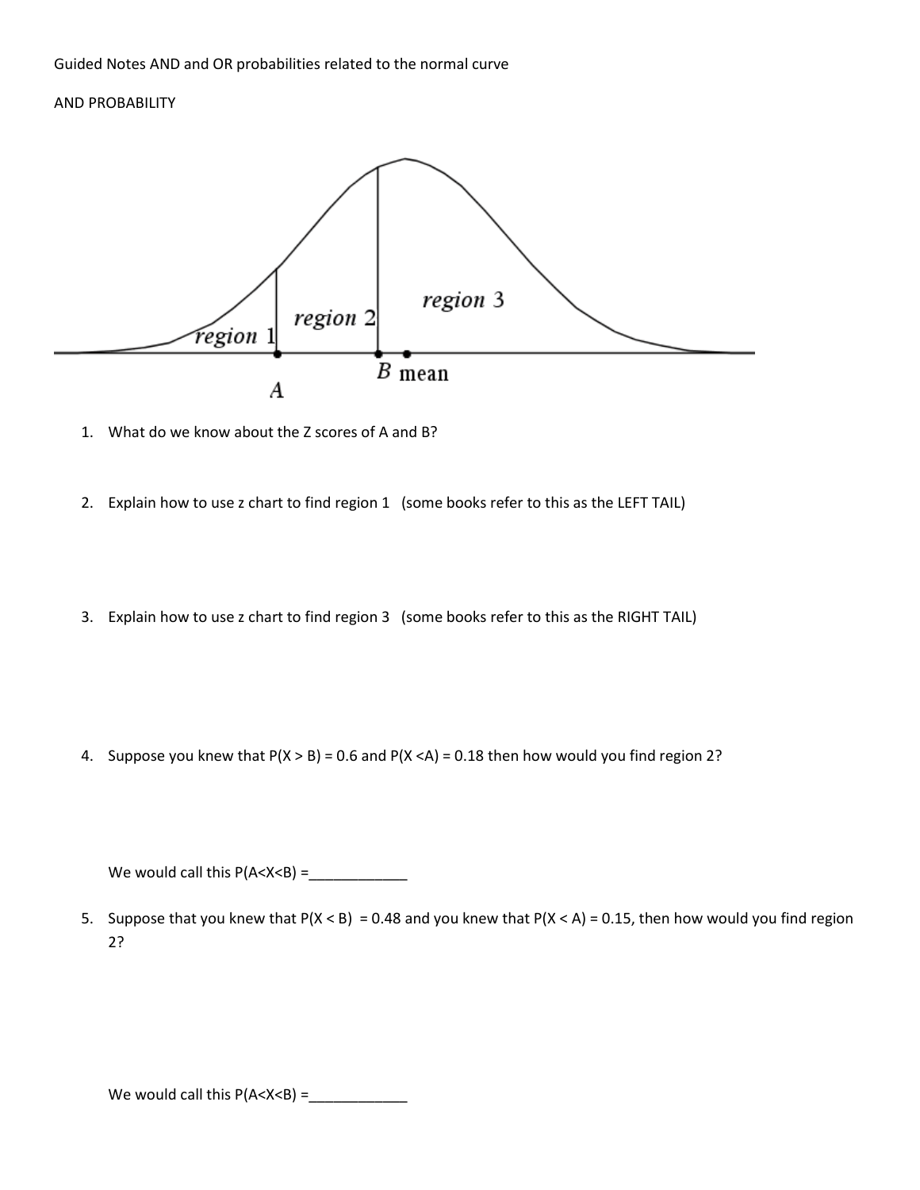Guided Notes AND and OR probabilities related to the normal curve

AND PROBABILITY

1. What do we know about the Z scores of A and B?

2. Explain how to use z chart to find region 1 (some books refer to this as the LEFT TAIL)

3. Explain how to use z chart to find region 3 (some books refer to this as the RIGHT TAIL)

4. Suppose you knew that P(X > B) = 0.6 and P(X <A) = 0.18 then how would you find region 2?

   We would call this P(A<X<B) =____________

5. Suppose that you knew that P(X < B) = 0.48 and you knew that P(X < A) = 0.15, then how would you find region 2?

   We would call this P(A<X<B) =____________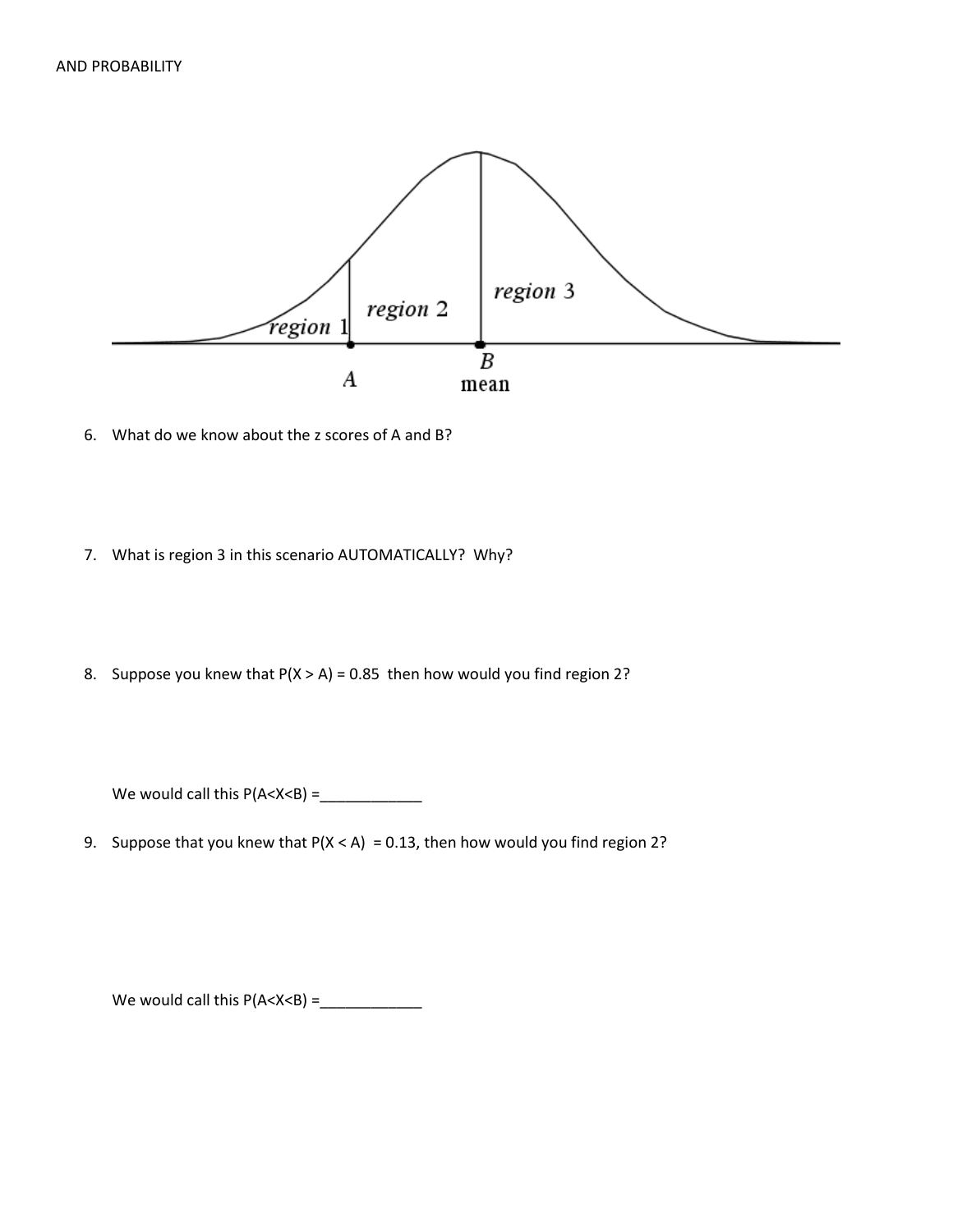6. What do we know about the z scores of A and B?

7. What is region 3 in this scenario AUTOMATICALLY? Why?

8. Suppose you knew that $P(X > A) = 0.85$ then how would you find region 2?

   We would call this $P(A<X<B) =$____________

9. Suppose that you knew that $P(X < A) = 0.13$, then how would you find region 2?

   We would call this $P(A<X<B) =$____________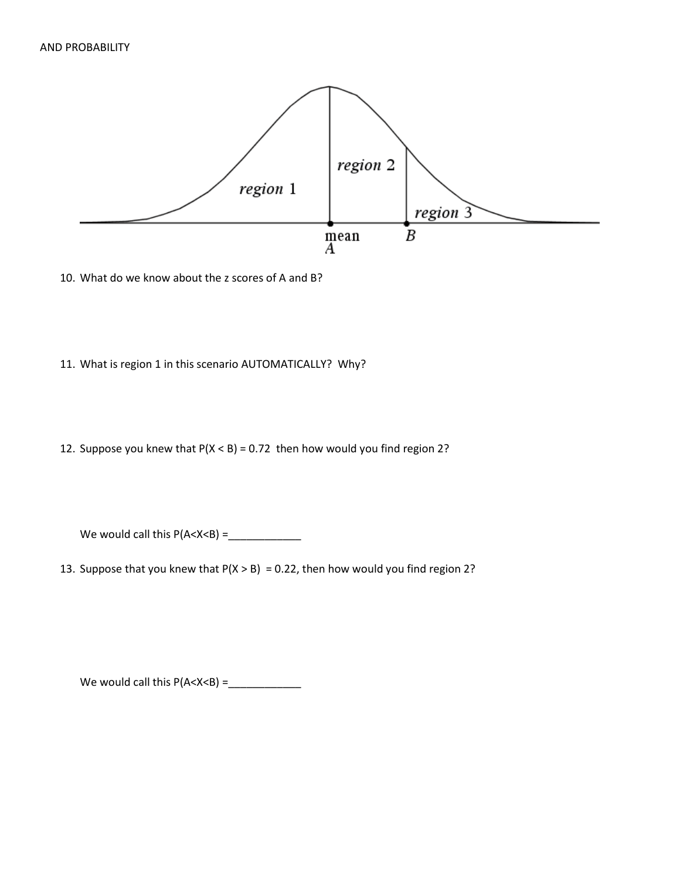AND PROBABILITY

10. What do we know about the z scores of A and B?

11. What is region 1 in this scenario AUTOMATICALLY? Why?

12. Suppose you knew that $P(X < B) = 0.72$ then how would you find region 2?

    We would call this $P(A<X<B)$ =____________

13. Suppose that you knew that $P(X > B) = 0.22$, then how would you find region 2?

    We would call this $P(A<X<B)$ =____________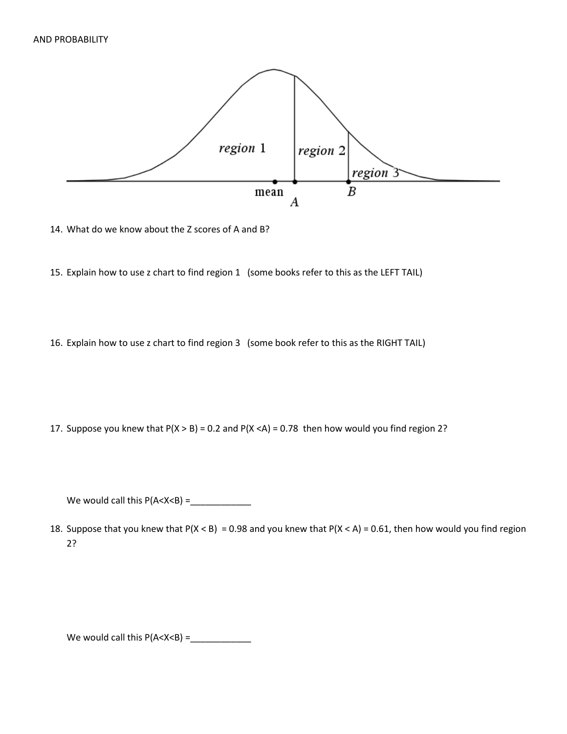AND PROBABILITY

14. What do we know about the Z scores of A and B?

15. Explain how to use z chart to find region 1 (some books refer to this as the LEFT TAIL)

16. Explain how to use z chart to find region 3 (some book refer to this as the RIGHT TAIL)

17. Suppose you knew that $P(X > B) = 0.2$ and $P(X < A) = 0.78$ then how would you find region 2?

    We would call this $P(A<X<B) =$____________

18. Suppose that you knew that $P(X < B) = 0.98$ and you knew that $P(X < A) = 0.61$, then how would you find region 2?

    We would call this $P(A<X<B) =$____________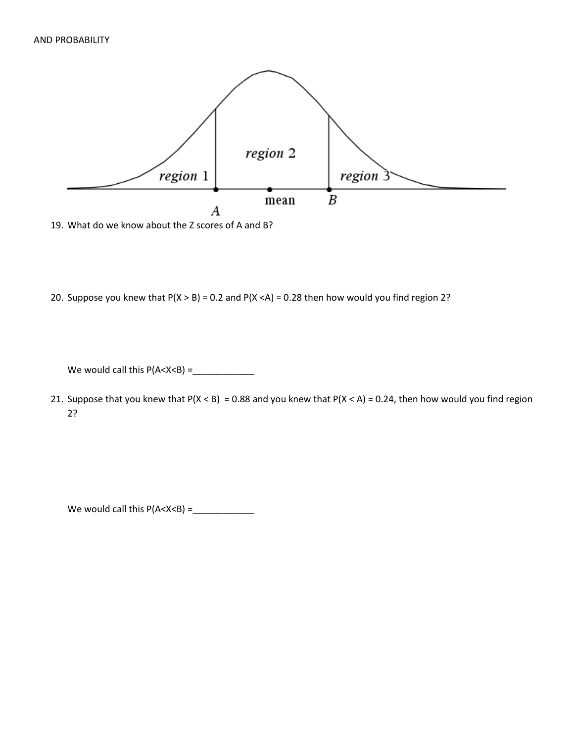AND PROBABILITY

19. What do we know about the Z scores of A and B?

20. Suppose you knew that $P(X > B) = 0.2$ and $P(X < A) = 0.28$ then how would you find region 2?

   We would call this $P(A<X<B)$ =____________

21. Suppose that you knew that $P(X < B) = 0.88$ and you knew that $P(X < A) = 0.24$, then how would you find region 2?

   We would call this $P(A<X<B)$ =____________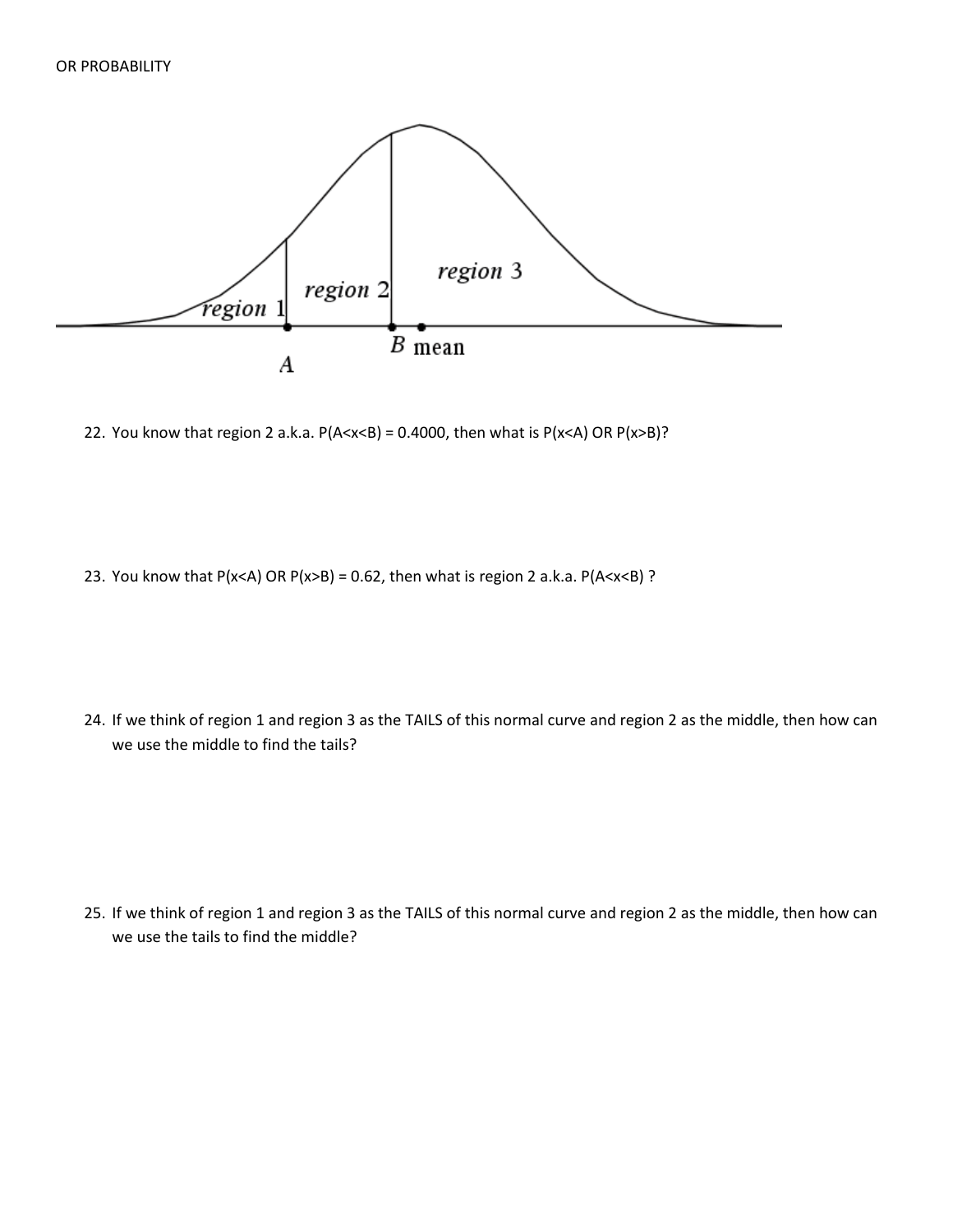OR PROBABILITY

22. You know that region 2 a.k.a. $P(A<x<B) = 0.4000$, then what is $P(x<A)$ OR $P(x>B)$?

23. You know that $P(x<A)$ OR $P(x>B) = 0.62$, then what is region 2 a.k.a. $P(A<x<B)$ ?

24. If we think of region 1 and region 3 as the TAILS of this normal curve and region 2 as the middle, then how can we use the middle to find the tails?

25. If we think of region 1 and region 3 as the TAILS of this normal curve and region 2 as the middle, then how can we use the tails to find the middle?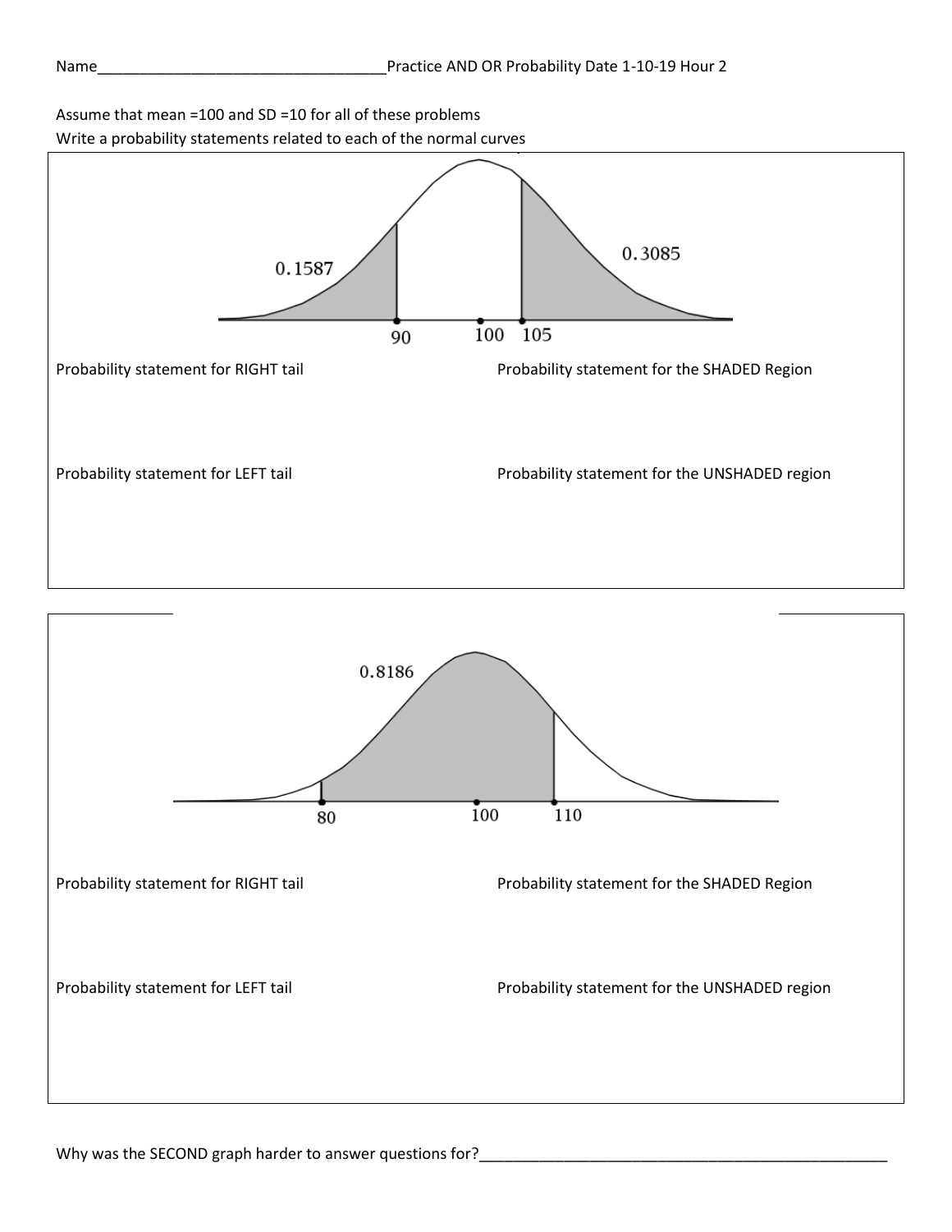Name___________________________________Practice AND OR Probability Date 1-10-19 Hour 2

Assume that mean =100 and SD =10 for all of these problems

Write a probability statements related to each of the normal curves

0.1587

0.3085

90 100 105

Probability statement for RIGHT tail

Probability statement for the SHADED Region

Probability statement for LEFT tail

Probability statement for the UNSHADED region

0.8186

80 100 110

Probability statement for RIGHT tail

Probability statement for the SHADED Region

Probability statement for LEFT tail

Probability statement for the UNSHADED region

Why was the SECOND graph harder to answer questions for?_____________________________________________________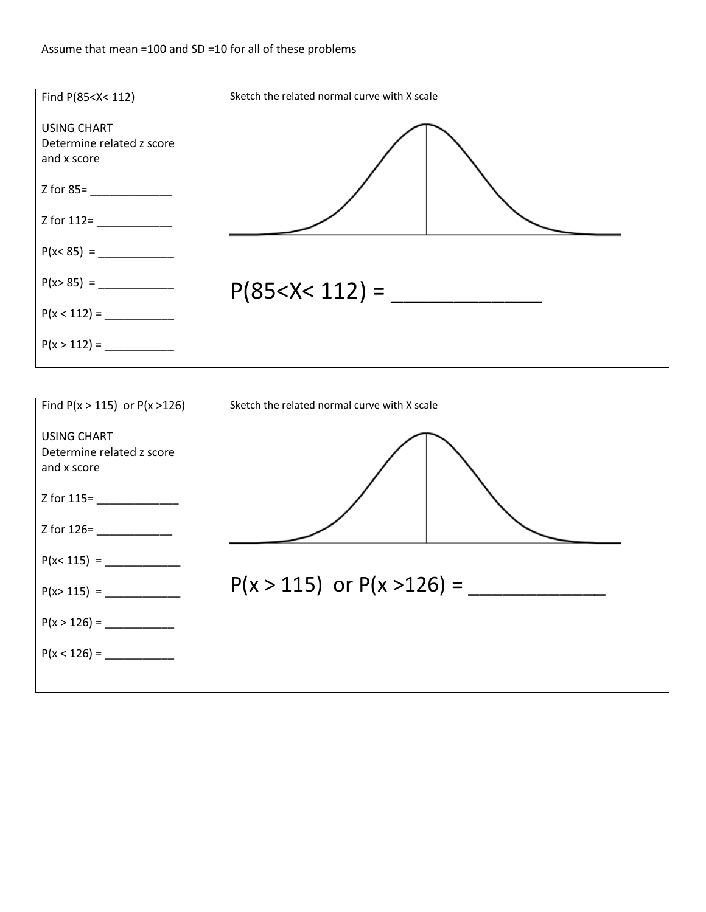Assume that mean =100 and SD =10 for all of these problems

Find P(85<X< 112)

USING CHART
Determine related z score and x score

Z for 85= _____________

Z for 112= ____________

P(x< 85) = ____________

P(x> 85) = ____________

P(x < 112) = ___________

P(x > 112) = ___________

Sketch the related normal curve with X scale

P(85<X< 112) = ____________

---

Find P(x > 115) or P(x >126)

USING CHART
Determine related z score and x score

Z for 115= _____________

Z for 126= ____________

P(x< 115) = ____________

P(x> 115) = ____________

P(x > 126) = ___________

P(x < 126) = ___________

Sketch the related normal curve with X scale

P(x > 115) or P(x >126) = ____________